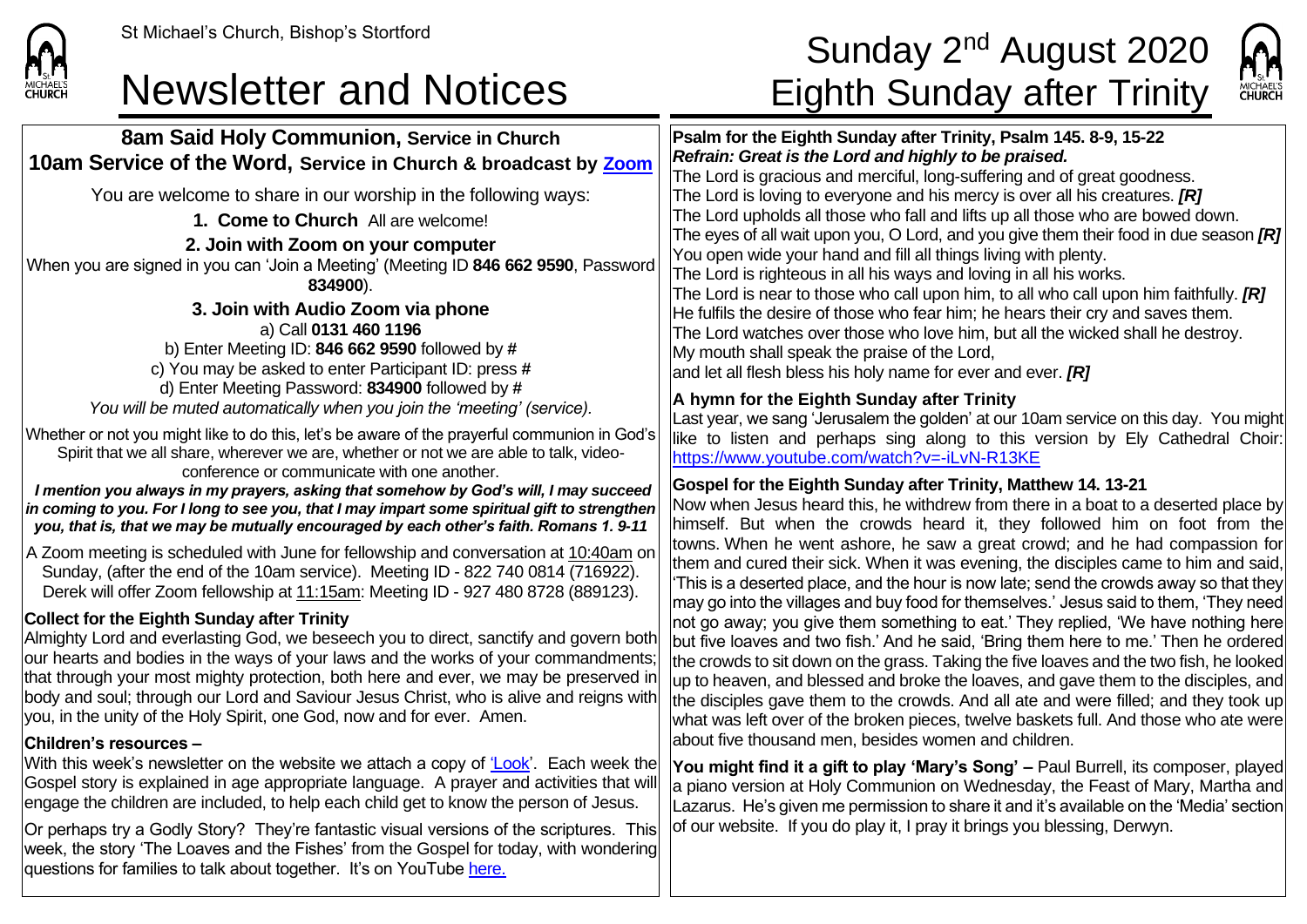St Michael's Church, Bishop's Stortford

# Newsletter and Notices

# Sunday 2nd August 2020
# Eighth Sunday after Trinity

## 8am Said Holy Communion, Service in Church
## 10am Service of the Word, Service in Church & broadcast by Zoom

You are welcome to share in our worship in the following ways:

**1. Come to Church** All are welcome!

**2. Join with Zoom on your computer**

When you are signed in you can 'Join a Meeting' (Meeting ID **846 662 9590**, Password **834900**).

**3. Join with Audio Zoom via phone**

a) Call **0131 460 1196**
b) Enter Meeting ID: **846 662 9590** followed by **#**
c) You may be asked to enter Participant ID: press **#**
d) Enter Meeting Password: **834900** followed by **#**

*You will be muted automatically when you join the 'meeting' (service).*

Whether or not you might like to do this, let's be aware of the prayerful communion in God's Spirit that we all share, wherever we are, whether or not we are able to talk, video-conference or communicate with one another.

***I mention you always in my prayers, asking that somehow by God's will, I may succeed in coming to you. For I long to see you, that I may impart some spiritual gift to strengthen you, that is, that we may be mutually encouraged by each other's faith. Romans 1. 9-11***

A Zoom meeting is scheduled with June for fellowship and conversation at 10:40am on Sunday, (after the end of the 10am service). Meeting ID - 822 740 0814 (716922). Derek will offer Zoom fellowship at 11:15am: Meeting ID - 927 480 8728 (889123).

**Collect for the Eighth Sunday after Trinity**

Almighty Lord and everlasting God, we beseech you to direct, sanctify and govern both our hearts and bodies in the ways of your laws and the works of your commandments; that through your most mighty protection, both here and ever, we may be preserved in body and soul; through our Lord and Saviour Jesus Christ, who is alive and reigns with you, in the unity of the Holy Spirit, one God, now and for ever. Amen.

**Children's resources –**

With this week's newsletter on the website we attach a copy of 'Look'. Each week the Gospel story is explained in age appropriate language. A prayer and activities that will engage the children are included, to help each child get to know the person of Jesus.

Or perhaps try a Godly Story? They're fantastic visual versions of the scriptures. This week, the story 'The Loaves and the Fishes' from the Gospel for today, with wondering questions for families to talk about together. It's on YouTube here.

**Psalm for the Eighth Sunday after Trinity, Psalm 145. 8-9, 15-22**

***Refrain: Great is the Lord and highly to be praised.***

The Lord is gracious and merciful, long-suffering and of great goodness.
The Lord is loving to everyone and his mercy is over all his creatures. ***[R]***
The Lord upholds all those who fall and lifts up all those who are bowed down.
The eyes of all wait upon you, O Lord, and you give them their food in due season ***[R]***
You open wide your hand and fill all things living with plenty.
The Lord is righteous in all his ways and loving in all his works.
The Lord is near to those who call upon him, to all who call upon him faithfully. ***[R]***
He fulfils the desire of those who fear him; he hears their cry and saves them.
The Lord watches over those who love him, but all the wicked shall he destroy.
My mouth shall speak the praise of the Lord,
and let all flesh bless his holy name for ever and ever. ***[R]***

**A hymn for the Eighth Sunday after Trinity**

Last year, we sang 'Jerusalem the golden' at our 10am service on this day. You might like to listen and perhaps sing along to this version by Ely Cathedral Choir: https://www.youtube.com/watch?v=-iLvN-R13KE

**Gospel for the Eighth Sunday after Trinity, Matthew 14. 13-21**

Now when Jesus heard this, he withdrew from there in a boat to a deserted place by himself. But when the crowds heard it, they followed him on foot from the towns. When he went ashore, he saw a great crowd; and he had compassion for them and cured their sick. When it was evening, the disciples came to him and said, 'This is a deserted place, and the hour is now late; send the crowds away so that they may go into the villages and buy food for themselves.' Jesus said to them, 'They need not go away; you give them something to eat.' They replied, 'We have nothing here but five loaves and two fish.' And he said, 'Bring them here to me.' Then he ordered the crowds to sit down on the grass. Taking the five loaves and the two fish, he looked up to heaven, and blessed and broke the loaves, and gave them to the disciples, and the disciples gave them to the crowds. And all ate and were filled; and they took up what was left over of the broken pieces, twelve baskets full. And those who ate were about five thousand men, besides women and children.

**You might find it a gift to play 'Mary's Song' –** Paul Burrell, its composer, played a piano version at Holy Communion on Wednesday, the Feast of Mary, Martha and Lazarus. He's given me permission to share it and it's available on the 'Media' section of our website. If you do play it, I pray it brings you blessing, Derwyn.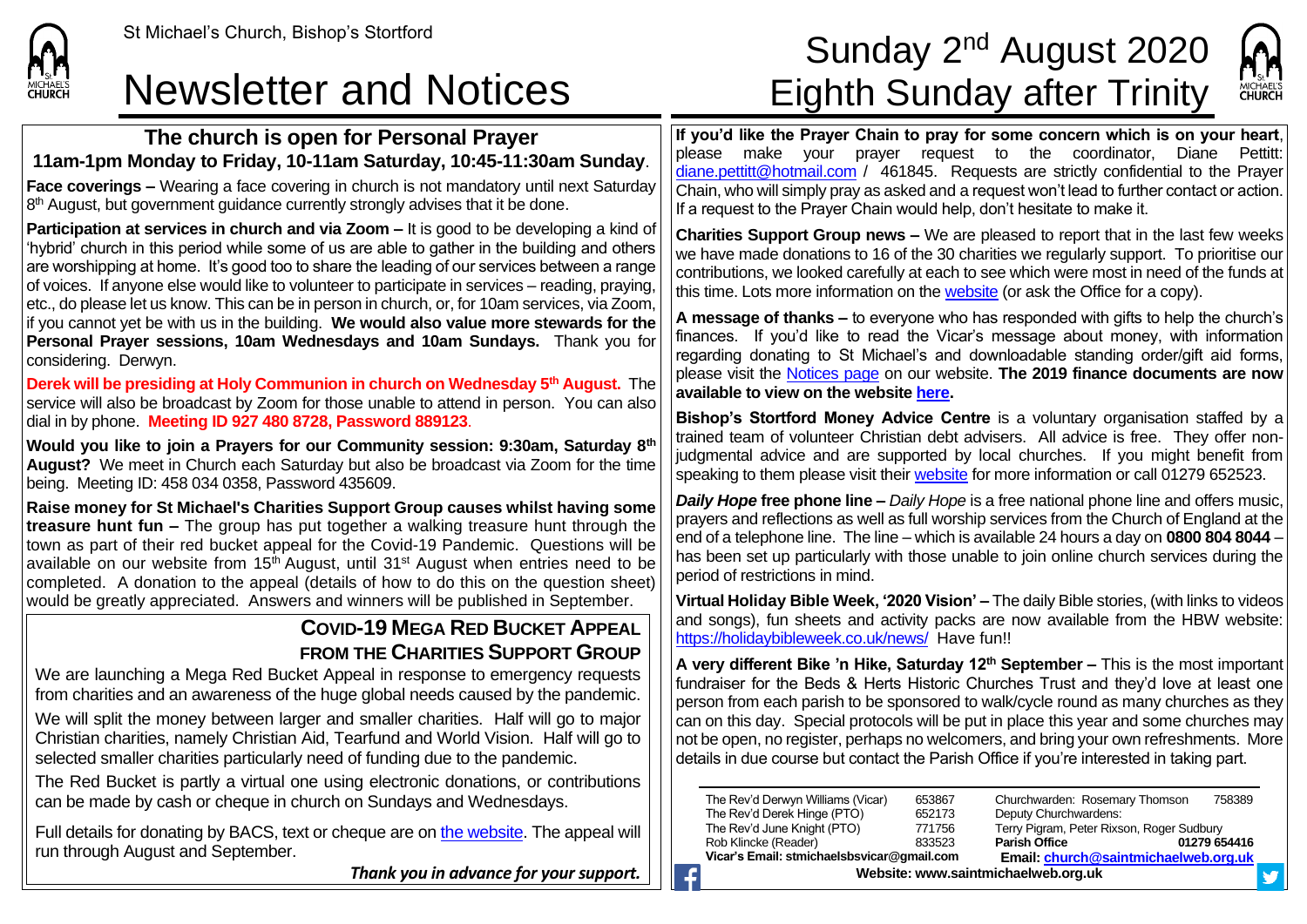St Michael's Church, Bishop's Stortford

# Newsletter and Notices

# Sunday 2nd August 2020 Eighth Sunday after Trinity

## The church is open for Personal Prayer

**11am-1pm Monday to Friday, 10-11am Saturday, 10:45-11:30am Sunday**.

**Face coverings –** Wearing a face covering in church is not mandatory until next Saturday 8th August, but government guidance currently strongly advises that it be done.

**Participation at services in church and via Zoom –** It is good to be developing a kind of 'hybrid' church in this period while some of us are able to gather in the building and others are worshipping at home. It's good too to share the leading of our services between a range of voices. If anyone else would like to volunteer to participate in services – reading, praying, etc., do please let us know. This can be in person in church, or, for 10am services, via Zoom, if you cannot yet be with us in the building. **We would also value more stewards for the Personal Prayer sessions, 10am Wednesdays and 10am Sundays.** Thank you for considering. Derwyn.

**Derek will be presiding at Holy Communion in church on Wednesday 5th August.** The service will also be broadcast by Zoom for those unable to attend in person. You can also dial in by phone. **Meeting ID 927 480 8728, Password 889123**.

**Would you like to join a Prayers for our Community session: 9:30am, Saturday 8th August?** We meet in Church each Saturday but also be broadcast via Zoom for the time being. Meeting ID: 458 034 0358, Password 435609.

**Raise money for St Michael's Charities Support Group causes whilst having some treasure hunt fun –** The group has put together a walking treasure hunt through the town as part of their red bucket appeal for the Covid-19 Pandemic. Questions will be available on our website from 15th August, until 31st August when entries need to be completed. A donation to the appeal (details of how to do this on the question sheet) would be greatly appreciated. Answers and winners will be published in September.

### COVID-19 MEGA RED BUCKET APPEAL FROM THE CHARITIES SUPPORT GROUP

We are launching a Mega Red Bucket Appeal in response to emergency requests from charities and an awareness of the huge global needs caused by the pandemic.

We will split the money between larger and smaller charities. Half will go to major Christian charities, namely Christian Aid, Tearfund and World Vision. Half will go to selected smaller charities particularly need of funding due to the pandemic.

The Red Bucket is partly a virtual one using electronic donations, or contributions can be made by cash or cheque in church on Sundays and Wednesdays.

Full details for donating by BACS, text or cheque are on the website. The appeal will run through August and September.

***Thank you in advance for your support.***

**If you'd like the Prayer Chain to pray for some concern which is on your heart**, please make your prayer request to the coordinator, Diane Pettitt: diane.pettitt@hotmail.com / 461845. Requests are strictly confidential to the Prayer Chain, who will simply pray as asked and a request won't lead to further contact or action. If a request to the Prayer Chain would help, don't hesitate to make it.

**Charities Support Group news –** We are pleased to report that in the last few weeks we have made donations to 16 of the 30 charities we regularly support. To prioritise our contributions, we looked carefully at each to see which were most in need of the funds at this time. Lots more information on the website (or ask the Office for a copy).

**A message of thanks –** to everyone who has responded with gifts to help the church's finances. If you'd like to read the Vicar's message about money, with information regarding donating to St Michael's and downloadable standing order/gift aid forms, please visit the Notices page on our website. **The 2019 finance documents are now available to view on the website here.**

**Bishop's Stortford Money Advice Centre** is a voluntary organisation staffed by a trained team of volunteer Christian debt advisers. All advice is free. They offer non-judgmental advice and are supported by local churches. If you might benefit from speaking to them please visit their website for more information or call 01279 652523.

***Daily Hope*** **free phone line –** *Daily Hope* is a free national phone line and offers music, prayers and reflections as well as full worship services from the Church of England at the end of a telephone line. The line – which is available 24 hours a day on **0800 804 8044** – has been set up particularly with those unable to join online church services during the period of restrictions in mind.

**Virtual Holiday Bible Week, '2020 Vision' –** The daily Bible stories, (with links to videos and songs), fun sheets and activity packs are now available from the HBW website: https://holidaybibleweek.co.uk/news/ Have fun!!

**A very different Bike 'n Hike, Saturday 12th September –** This is the most important fundraiser for the Beds & Herts Historic Churches Trust and they'd love at least one person from each parish to be sponsored to walk/cycle round as many churches as they can on this day. Special protocols will be put in place this year and some churches may not be open, no register, perhaps no welcomers, and bring your own refreshments. More details in due course but contact the Parish Office if you're interested in taking part.

| | | | |
|---|---|---|---|
| The Rev'd Derwyn Williams (Vicar) | 653867 | Churchwarden: Rosemary Thomson | 758389 |
| The Rev'd Derek Hinge (PTO) | 652173 | Deputy Churchwardens: | |
| The Rev'd June Knight (PTO) | 771756 | Terry Pigram, Peter Rixson, Roger Sudbury | |
| Rob Klincke (Reader) | 833523 | **Parish Office** | **01279 654416** |
| **Vicar's Email: stmichaelsbsvicar@gmail.com** | | **Email: church@saintmichaelweb.org.uk** | |

**Website: www.saintmichaelweb.org.uk**